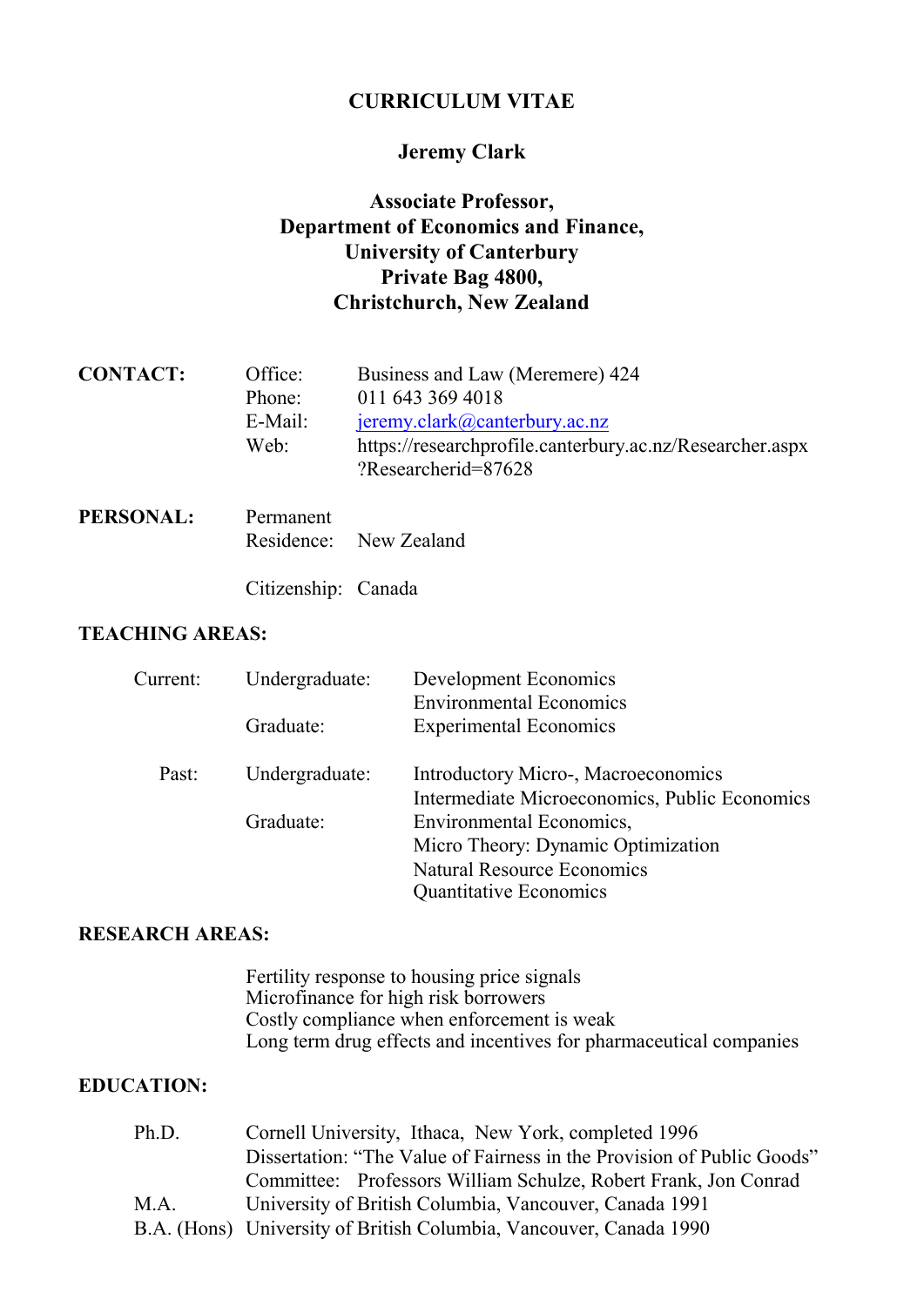# CURRICULUM VITAE

## Jeremy Clark

**Associate Professor,**
**Department of Economics and Finance,**
**University of Canterbury**
**Private Bag 4800,**
**Christchurch, New Zealand**

**CONTACT:**

- Office: Business and Law (Meremere) 424
- Phone: 011 643 369 4018
- E-Mail: jeremy.clark@canterbury.ac.nz
- Web: https://researchprofile.canterbury.ac.nz/Researcher.aspx?Researcherid=87628

**PERSONAL:**

- Permanent Residence: New Zealand
- Citizenship: Canada

**TEACHING AREAS:**

Current:
- Undergraduate: Development Economics; Environmental Economics
- Graduate: Experimental Economics

Past:
- Undergraduate: Introductory Micro-, Macroeconomics; Intermediate Microeconomics, Public Economics
- Graduate: Environmental Economics, Micro Theory: Dynamic Optimization; Natural Resource Economics; Quantitative Economics

**RESEARCH AREAS:**

- Fertility response to housing price signals
- Microfinance for high risk borrowers
- Costly compliance when enforcement is weak
- Long term drug effects and incentives for pharmaceutical companies

**EDUCATION:**

- Ph.D. Cornell University, Ithaca, New York, completed 1996
  Dissertation: "The Value of Fairness in the Provision of Public Goods"
  Committee: Professors William Schulze, Robert Frank, Jon Conrad
- M.A. University of British Columbia, Vancouver, Canada 1991
- B.A. (Hons) University of British Columbia, Vancouver, Canada 1990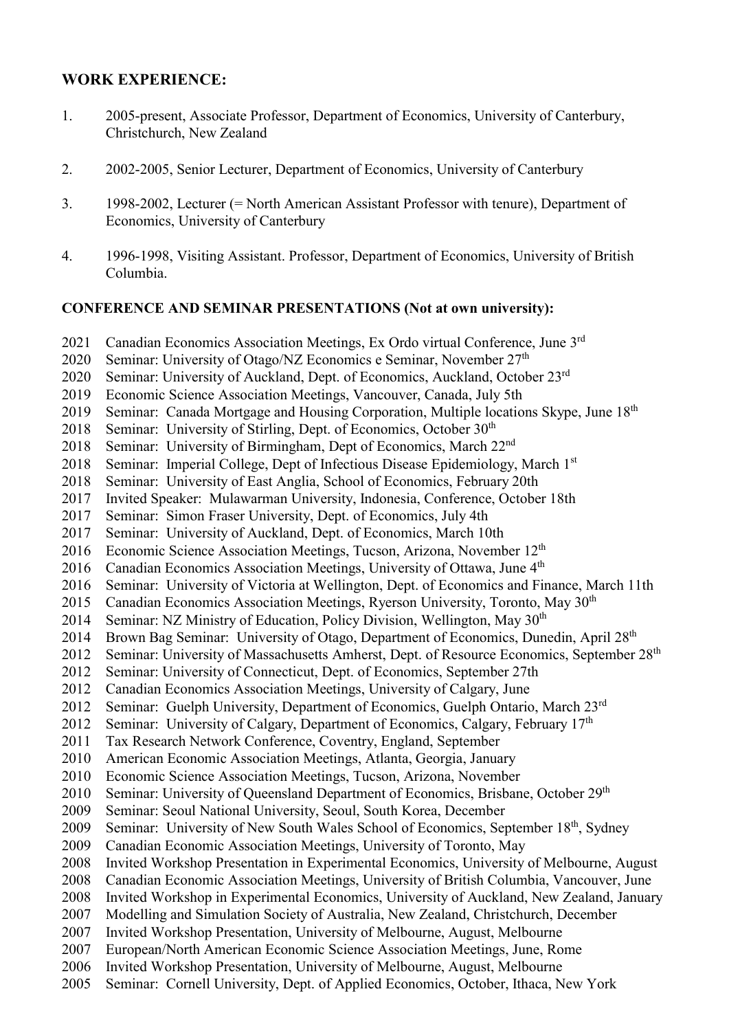## WORK EXPERIENCE:

1. 2005-present, Associate Professor, Department of Economics, University of Canterbury, Christchurch, New Zealand

2. 2002-2005, Senior Lecturer, Department of Economics, University of Canterbury

3. 1998-2002, Lecturer (= North American Assistant Professor with tenure), Department of Economics, University of Canterbury

4. 1996-1998, Visiting Assistant. Professor, Department of Economics, University of British Columbia.

## CONFERENCE AND SEMINAR PRESENTATIONS (Not at own university):

2021 Canadian Economics Association Meetings, Ex Ordo virtual Conference, June 3rd
2020 Seminar: University of Otago/NZ Economics e Seminar, November 27th
2020 Seminar: University of Auckland, Dept. of Economics, Auckland, October 23rd
2019 Economic Science Association Meetings, Vancouver, Canada, July 5th
2019 Seminar: Canada Mortgage and Housing Corporation, Multiple locations Skype, June 18th
2018 Seminar: University of Stirling, Dept. of Economics, October 30th
2018 Seminar: University of Birmingham, Dept of Economics, March 22nd
2018 Seminar: Imperial College, Dept of Infectious Disease Epidemiology, March 1st
2018 Seminar: University of East Anglia, School of Economics, February 20th
2017 Invited Speaker: Mulawarman University, Indonesia, Conference, October 18th
2017 Seminar: Simon Fraser University, Dept. of Economics, July 4th
2017 Seminar: University of Auckland, Dept. of Economics, March 10th
2016 Economic Science Association Meetings, Tucson, Arizona, November 12th
2016 Canadian Economics Association Meetings, University of Ottawa, June 4th
2016 Seminar: University of Victoria at Wellington, Dept. of Economics and Finance, March 11th
2015 Canadian Economics Association Meetings, Ryerson University, Toronto, May 30th
2014 Seminar: NZ Ministry of Education, Policy Division, Wellington, May 30th
2014 Brown Bag Seminar: University of Otago, Department of Economics, Dunedin, April 28th
2012 Seminar: University of Massachusetts Amherst, Dept. of Resource Economics, September 28th
2012 Seminar: University of Connecticut, Dept. of Economics, September 27th
2012 Canadian Economics Association Meetings, University of Calgary, June
2012 Seminar: Guelph University, Department of Economics, Guelph Ontario, March 23rd
2012 Seminar: University of Calgary, Department of Economics, Calgary, February 17th
2011 Tax Research Network Conference, Coventry, England, September
2010 American Economic Association Meetings, Atlanta, Georgia, January
2010 Economic Science Association Meetings, Tucson, Arizona, November
2010 Seminar: University of Queensland Department of Economics, Brisbane, October 29th
2009 Seminar: Seoul National University, Seoul, South Korea, December
2009 Seminar: University of New South Wales School of Economics, September 18th, Sydney
2009 Canadian Economic Association Meetings, University of Toronto, May
2008 Invited Workshop Presentation in Experimental Economics, University of Melbourne, August
2008 Canadian Economic Association Meetings, University of British Columbia, Vancouver, June
2008 Invited Workshop in Experimental Economics, University of Auckland, New Zealand, January
2007 Modelling and Simulation Society of Australia, New Zealand, Christchurch, December
2007 Invited Workshop Presentation, University of Melbourne, August, Melbourne
2007 European/North American Economic Science Association Meetings, June, Rome
2006 Invited Workshop Presentation, University of Melbourne, August, Melbourne
2005 Seminar: Cornell University, Dept. of Applied Economics, October, Ithaca, New York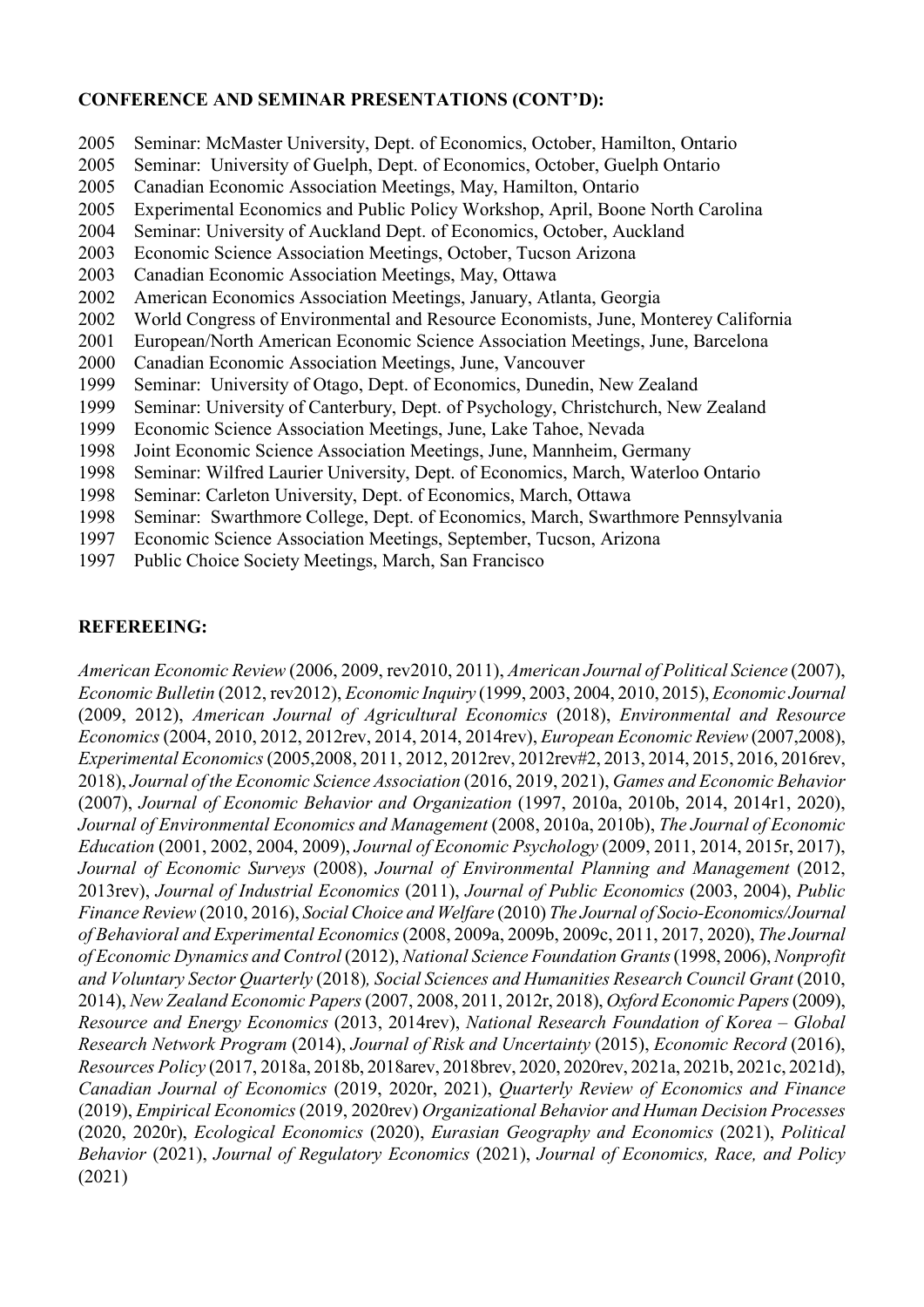**CONFERENCE AND SEMINAR PRESENTATIONS (CONT'D):**

2005 Seminar: McMaster University, Dept. of Economics, October, Hamilton, Ontario
2005 Seminar: University of Guelph, Dept. of Economics, October, Guelph Ontario
2005 Canadian Economic Association Meetings, May, Hamilton, Ontario
2005 Experimental Economics and Public Policy Workshop, April, Boone North Carolina
2004 Seminar: University of Auckland Dept. of Economics, October, Auckland
2003 Economic Science Association Meetings, October, Tucson Arizona
2003 Canadian Economic Association Meetings, May, Ottawa
2002 American Economics Association Meetings, January, Atlanta, Georgia
2002 World Congress of Environmental and Resource Economists, June, Monterey California
2001 European/North American Economic Science Association Meetings, June, Barcelona
2000 Canadian Economic Association Meetings, June, Vancouver
1999 Seminar: University of Otago, Dept. of Economics, Dunedin, New Zealand
1999 Seminar: University of Canterbury, Dept. of Psychology, Christchurch, New Zealand
1999 Economic Science Association Meetings, June, Lake Tahoe, Nevada
1998 Joint Economic Science Association Meetings, June, Mannheim, Germany
1998 Seminar: Wilfred Laurier University, Dept. of Economics, March, Waterloo Ontario
1998 Seminar: Carleton University, Dept. of Economics, March, Ottawa
1998 Seminar: Swarthmore College, Dept. of Economics, March, Swarthmore Pennsylvania
1997 Economic Science Association Meetings, September, Tucson, Arizona
1997 Public Choice Society Meetings, March, San Francisco

**REFEREEING:**

*American Economic Review* (2006, 2009, rev2010, 2011), *American Journal of Political Science* (2007), *Economic Bulletin* (2012, rev2012), *Economic Inquiry* (1999, 2003, 2004, 2010, 2015), *Economic Journal* (2009, 2012), *American Journal of Agricultural Economics* (2018), *Environmental and Resource Economics* (2004, 2010, 2012, 2012rev, 2014, 2014, 2014rev), *European Economic Review* (2007,2008), *Experimental Economics* (2005,2008, 2011, 2012, 2012rev, 2012rev#2, 2013, 2014, 2015, 2016, 2016rev, 2018), *Journal of the Economic Science Association* (2016, 2019, 2021), *Games and Economic Behavior* (2007), *Journal of Economic Behavior and Organization* (1997, 2010a, 2010b, 2014, 2014r1, 2020), *Journal of Environmental Economics and Management* (2008, 2010a, 2010b), *The Journal of Economic Education* (2001, 2002, 2004, 2009), *Journal of Economic Psychology* (2009, 2011, 2014, 2015r, 2017), *Journal of Economic Surveys* (2008), *Journal of Environmental Planning and Management* (2012, 2013rev), *Journal of Industrial Economics* (2011), *Journal of Public Economics* (2003, 2004), *Public Finance Review* (2010, 2016), *Social Choice and Welfare* (2010) *The Journal of Socio-Economics/Journal of Behavioral and Experimental Economics* (2008, 2009a, 2009b, 2009c, 2011, 2017, 2020), *The Journal of Economic Dynamics and Control* (2012), *National Science Foundation Grants* (1998, 2006), *Nonprofit and Voluntary Sector Quarterly* (2018)*, Social Sciences and Humanities Research Council Grant* (2010, 2014), *New Zealand Economic Papers* (2007, 2008, 2011, 2012r, 2018), *Oxford Economic Papers* (2009), *Resource and Energy Economics* (2013, 2014rev), *National Research Foundation of Korea – Global Research Network Program* (2014), *Journal of Risk and Uncertainty* (2015), *Economic Record* (2016), *Resources Policy* (2017, 2018a, 2018b, 2018arev, 2018brev, 2020, 2020rev, 2021a, 2021b, 2021c, 2021d), *Canadian Journal of Economics* (2019, 2020r, 2021), *Quarterly Review of Economics and Finance* (2019), *Empirical Economics* (2019, 2020rev) *Organizational Behavior and Human Decision Processes* (2020, 2020r), *Ecological Economics* (2020), *Eurasian Geography and Economics* (2021), *Political Behavior* (2021), *Journal of Regulatory Economics* (2021), *Journal of Economics, Race, and Policy* (2021)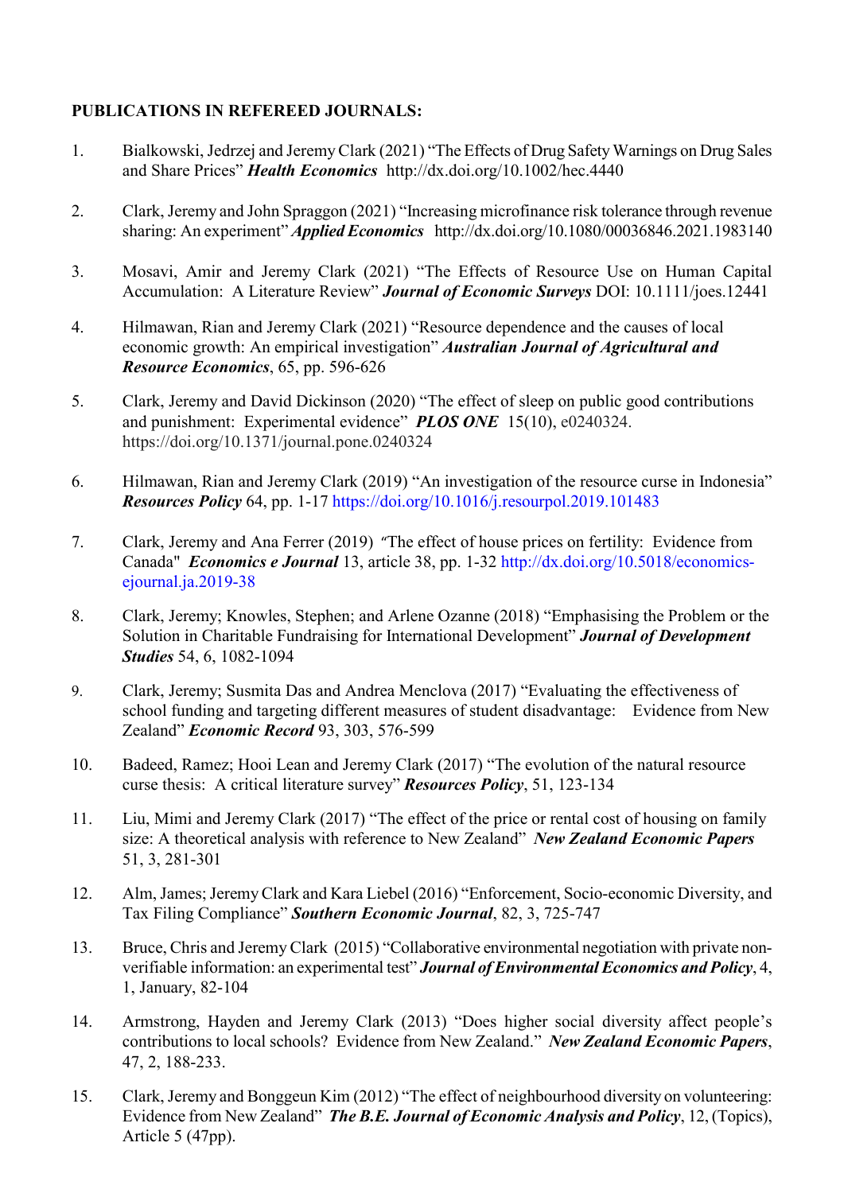**PUBLICATIONS IN REFEREED JOURNALS:**

1. Bialkowski, Jedrzej and Jeremy Clark (2021) "The Effects of Drug Safety Warnings on Drug Sales and Share Prices" ***Health Economics*** http://dx.doi.org/10.1002/hec.4440

2. Clark, Jeremy and John Spraggon (2021) "Increasing microfinance risk tolerance through revenue sharing: An experiment" ***Applied Economics*** http://dx.doi.org/10.1080/00036846.2021.1983140

3. Mosavi, Amir and Jeremy Clark (2021) "The Effects of Resource Use on Human Capital Accumulation: A Literature Review" ***Journal of Economic Surveys*** DOI: 10.1111/joes.12441

4. Hilmawan, Rian and Jeremy Clark (2021) "Resource dependence and the causes of local economic growth: An empirical investigation" ***Australian Journal of Agricultural and Resource Economics***, 65, pp. 596-626

5. Clark, Jeremy and David Dickinson (2020) "The effect of sleep on public good contributions and punishment: Experimental evidence" ***PLOS ONE*** 15(10), e0240324. https://doi.org/10.1371/journal.pone.0240324

6. Hilmawan, Rian and Jeremy Clark (2019) "An investigation of the resource curse in Indonesia" ***Resources Policy*** 64, pp. 1-17 https://doi.org/10.1016/j.resourpol.2019.101483

7. Clark, Jeremy and Ana Ferrer (2019) "The effect of house prices on fertility: Evidence from Canada" ***Economics e Journal*** 13, article 38, pp. 1-32 http://dx.doi.org/10.5018/economics-ejournal.ja.2019-38

8. Clark, Jeremy; Knowles, Stephen; and Arlene Ozanne (2018) "Emphasising the Problem or the Solution in Charitable Fundraising for International Development" ***Journal of Development Studies*** 54, 6, 1082-1094

9. Clark, Jeremy; Susmita Das and Andrea Menclova (2017) "Evaluating the effectiveness of school funding and targeting different measures of student disadvantage: Evidence from New Zealand" ***Economic Record*** 93, 303, 576-599

10. Badeed, Ramez; Hooi Lean and Jeremy Clark (2017) "The evolution of the natural resource curse thesis: A critical literature survey" ***Resources Policy***, 51, 123-134

11. Liu, Mimi and Jeremy Clark (2017) "The effect of the price or rental cost of housing on family size: A theoretical analysis with reference to New Zealand" ***New Zealand Economic Papers*** 51, 3, 281-301

12. Alm, James; Jeremy Clark and Kara Liebel (2016) "Enforcement, Socio-economic Diversity, and Tax Filing Compliance" ***Southern Economic Journal***, 82, 3, 725-747

13. Bruce, Chris and Jeremy Clark (2015) "Collaborative environmental negotiation with private non-verifiable information: an experimental test" ***Journal of Environmental Economics and Policy***, 4, 1, January, 82-104

14. Armstrong, Hayden and Jeremy Clark (2013) "Does higher social diversity affect people's contributions to local schools? Evidence from New Zealand." ***New Zealand Economic Papers***, 47, 2, 188-233.

15. Clark, Jeremy and Bonggeun Kim (2012) "The effect of neighbourhood diversity on volunteering: Evidence from New Zealand" ***The B.E. Journal of Economic Analysis and Policy***, 12, (Topics), Article 5 (47pp).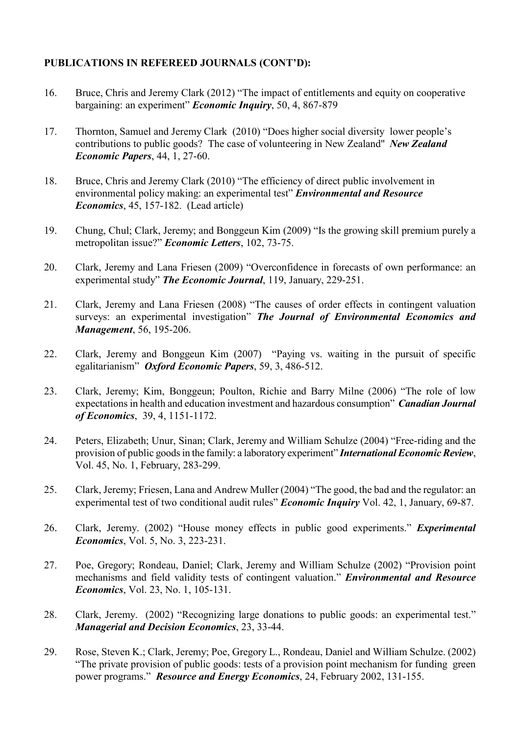**PUBLICATIONS IN REFEREED JOURNALS (CONT'D):**

16. Bruce, Chris and Jeremy Clark (2012) "The impact of entitlements and equity on cooperative bargaining: an experiment" ***Economic Inquiry***, 50, 4, 867-879

17. Thornton, Samuel and Jeremy Clark (2010) "Does higher social diversity lower people's contributions to public goods? The case of volunteering in New Zealand" ***New Zealand Economic Papers***, 44, 1, 27-60.

18. Bruce, Chris and Jeremy Clark (2010) "The efficiency of direct public involvement in environmental policy making: an experimental test" ***Environmental and Resource Economics***, 45, 157-182. (Lead article)

19. Chung, Chul; Clark, Jeremy; and Bonggeun Kim (2009) "Is the growing skill premium purely a metropolitan issue?" ***Economic Letters***, 102, 73-75.

20. Clark, Jeremy and Lana Friesen (2009) "Overconfidence in forecasts of own performance: an experimental study" ***The Economic Journal***, 119, January, 229-251.

21. Clark, Jeremy and Lana Friesen (2008) "The causes of order effects in contingent valuation surveys: an experimental investigation" ***The Journal of Environmental Economics and Management***, 56, 195-206.

22. Clark, Jeremy and Bonggeun Kim (2007) "Paying vs. waiting in the pursuit of specific egalitarianism" ***Oxford Economic Papers***, 59, 3, 486-512.

23. Clark, Jeremy; Kim, Bonggeun; Poulton, Richie and Barry Milne (2006) "The role of low expectations in health and education investment and hazardous consumption" ***Canadian Journal of Economics***, 39, 4, 1151-1172.

24. Peters, Elizabeth; Unur, Sinan; Clark, Jeremy and William Schulze (2004) "Free-riding and the provision of public goods in the family: a laboratory experiment" ***International Economic Review***, Vol. 45, No. 1, February, 283-299.

25. Clark, Jeremy; Friesen, Lana and Andrew Muller (2004) "The good, the bad and the regulator: an experimental test of two conditional audit rules" ***Economic Inquiry*** Vol. 42, 1, January, 69-87.

26. Clark, Jeremy. (2002) "House money effects in public good experiments." ***Experimental Economics***, Vol. 5, No. 3, 223-231.

27. Poe, Gregory; Rondeau, Daniel; Clark, Jeremy and William Schulze (2002) "Provision point mechanisms and field validity tests of contingent valuation." ***Environmental and Resource Economics***, Vol. 23, No. 1, 105-131.

28. Clark, Jeremy. (2002) "Recognizing large donations to public goods: an experimental test." ***Managerial and Decision Economics***, 23, 33-44.

29. Rose, Steven K.; Clark, Jeremy; Poe, Gregory L., Rondeau, Daniel and William Schulze. (2002) "The private provision of public goods: tests of a provision point mechanism for funding green power programs." ***Resource and Energy Economics***, 24, February 2002, 131-155.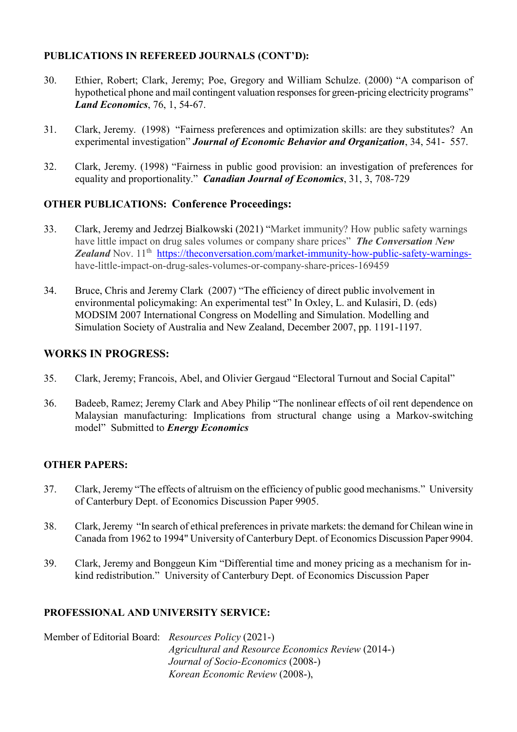**PUBLICATIONS IN REFEREED JOURNALS (CONT'D):**

30. Ethier, Robert; Clark, Jeremy; Poe, Gregory and William Schulze. (2000) "A comparison of hypothetical phone and mail contingent valuation responses for green-pricing electricity programs" ***Land Economics***, 76, 1, 54-67.

31. Clark, Jeremy. (1998) "Fairness preferences and optimization skills: are they substitutes? An experimental investigation" ***Journal of Economic Behavior and Organization***, 34, 541- 557.

32. Clark, Jeremy. (1998) "Fairness in public good provision: an investigation of preferences for equality and proportionality." ***Canadian Journal of Economics***, 31, 3, 708-729

**OTHER PUBLICATIONS: Conference Proceedings:**

33. Clark, Jeremy and Jedrzej Bialkowski (2021) "Market immunity? How public safety warnings have little impact on drug sales volumes or company share prices" ***The Conversation New Zealand*** Nov. 11th https://theconversation.com/market-immunity-how-public-safety-warnings-have-little-impact-on-drug-sales-volumes-or-company-share-prices-169459

34. Bruce, Chris and Jeremy Clark (2007) "The efficiency of direct public involvement in environmental policymaking: An experimental test" In Oxley, L. and Kulasiri, D. (eds) MODSIM 2007 International Congress on Modelling and Simulation. Modelling and Simulation Society of Australia and New Zealand, December 2007, pp. 1191-1197.

## WORKS IN PROGRESS:

35. Clark, Jeremy; Francois, Abel, and Olivier Gergaud "Electoral Turnout and Social Capital"

36. Badeeb, Ramez; Jeremy Clark and Abey Philip "The nonlinear effects of oil rent dependence on Malaysian manufacturing: Implications from structural change using a Markov-switching model" Submitted to ***Energy Economics***

**OTHER PAPERS:**

37. Clark, Jeremy "The effects of altruism on the efficiency of public good mechanisms." University of Canterbury Dept. of Economics Discussion Paper 9905.

38. Clark, Jeremy "In search of ethical preferences in private markets: the demand for Chilean wine in Canada from 1962 to 1994" University of Canterbury Dept. of Economics Discussion Paper 9904.

39. Clark, Jeremy and Bonggeun Kim "Differential time and money pricing as a mechanism for in-kind redistribution." University of Canterbury Dept. of Economics Discussion Paper

**PROFESSIONAL AND UNIVERSITY SERVICE:**

Member of Editorial Board: *Resources Policy* (2021-)
*Agricultural and Resource Economics Review* (2014-)
*Journal of Socio-Economics* (2008-)
*Korean Economic Review* (2008-),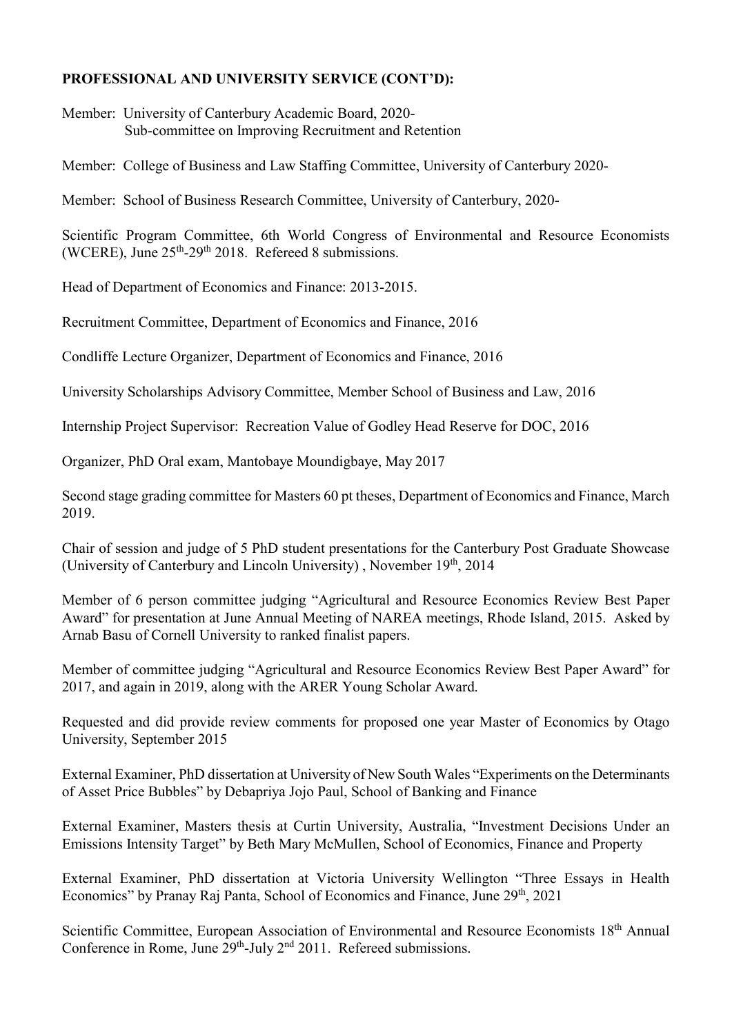**PROFESSIONAL AND UNIVERSITY SERVICE (CONT'D):**

Member: University of Canterbury Academic Board, 2020-
Sub-committee on Improving Recruitment and Retention

Member: College of Business and Law Staffing Committee, University of Canterbury 2020-

Member: School of Business Research Committee, University of Canterbury, 2020-

Scientific Program Committee, 6th World Congress of Environmental and Resource Economists (WCERE), June 25th-29th 2018. Refereed 8 submissions.

Head of Department of Economics and Finance: 2013-2015.

Recruitment Committee, Department of Economics and Finance, 2016

Condliffe Lecture Organizer, Department of Economics and Finance, 2016

University Scholarships Advisory Committee, Member School of Business and Law, 2016

Internship Project Supervisor: Recreation Value of Godley Head Reserve for DOC, 2016

Organizer, PhD Oral exam, Mantobaye Moundigbaye, May 2017

Second stage grading committee for Masters 60 pt theses, Department of Economics and Finance, March 2019.

Chair of session and judge of 5 PhD student presentations for the Canterbury Post Graduate Showcase (University of Canterbury and Lincoln University) , November 19th, 2014

Member of 6 person committee judging "Agricultural and Resource Economics Review Best Paper Award" for presentation at June Annual Meeting of NAREA meetings, Rhode Island, 2015. Asked by Arnab Basu of Cornell University to ranked finalist papers.

Member of committee judging "Agricultural and Resource Economics Review Best Paper Award" for 2017, and again in 2019, along with the ARER Young Scholar Award.

Requested and did provide review comments for proposed one year Master of Economics by Otago University, September 2015

External Examiner, PhD dissertation at University of New South Wales "Experiments on the Determinants of Asset Price Bubbles" by Debapriya Jojo Paul, School of Banking and Finance

External Examiner, Masters thesis at Curtin University, Australia, "Investment Decisions Under an Emissions Intensity Target" by Beth Mary McMullen, School of Economics, Finance and Property

External Examiner, PhD dissertation at Victoria University Wellington "Three Essays in Health Economics" by Pranay Raj Panta, School of Economics and Finance, June 29th, 2021

Scientific Committee, European Association of Environmental and Resource Economists 18th Annual Conference in Rome, June 29th-July 2nd 2011. Refereed submissions.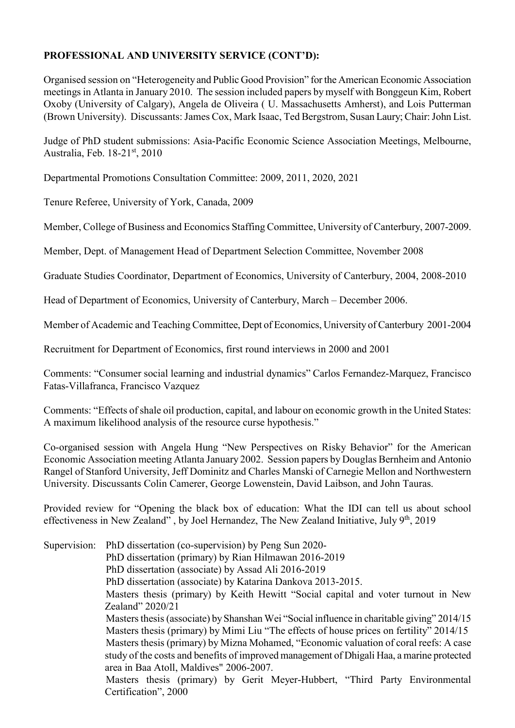**PROFESSIONAL AND UNIVERSITY SERVICE (CONT'D):**

Organised session on "Heterogeneity and Public Good Provision" for the American Economic Association meetings in Atlanta in January 2010. The session included papers by myself with Bonggeun Kim, Robert Oxoby (University of Calgary), Angela de Oliveira ( U. Massachusetts Amherst), and Lois Putterman (Brown University). Discussants: James Cox, Mark Isaac, Ted Bergstrom, Susan Laury; Chair: John List.

Judge of PhD student submissions: Asia-Pacific Economic Science Association Meetings, Melbourne, Australia, Feb. 18-21st, 2010

Departmental Promotions Consultation Committee: 2009, 2011, 2020, 2021

Tenure Referee, University of York, Canada, 2009

Member, College of Business and Economics Staffing Committee, University of Canterbury, 2007-2009.

Member, Dept. of Management Head of Department Selection Committee, November 2008

Graduate Studies Coordinator, Department of Economics, University of Canterbury, 2004, 2008-2010

Head of Department of Economics, University of Canterbury, March – December 2006.

Member of Academic and Teaching Committee, Dept of Economics, University of Canterbury 2001-2004

Recruitment for Department of Economics, first round interviews in 2000 and 2001

Comments: "Consumer social learning and industrial dynamics" Carlos Fernandez-Marquez, Francisco Fatas-Villafranca, Francisco Vazquez

Comments: "Effects of shale oil production, capital, and labour on economic growth in the United States: A maximum likelihood analysis of the resource curse hypothesis."

Co-organised session with Angela Hung "New Perspectives on Risky Behavior" for the American Economic Association meeting Atlanta January 2002. Session papers by Douglas Bernheim and Antonio Rangel of Stanford University, Jeff Dominitz and Charles Manski of Carnegie Mellon and Northwestern University. Discussants Colin Camerer, George Lowenstein, David Laibson, and John Tauras.

Provided review for "Opening the black box of education: What the IDI can tell us about school effectiveness in New Zealand" , by Joel Hernandez, The New Zealand Initiative, July 9th, 2019

Supervision:
- PhD dissertation (co-supervision) by Peng Sun 2020-
- PhD dissertation (primary) by Rian Hilmawan 2016-2019
- PhD dissertation (associate) by Assad Ali 2016-2019
- PhD dissertation (associate) by Katarina Dankova 2013-2015.
- Masters thesis (primary) by Keith Hewitt "Social capital and voter turnout in New Zealand" 2020/21
- Masters thesis (associate) by Shanshan Wei "Social influence in charitable giving" 2014/15
- Masters thesis (primary) by Mimi Liu "The effects of house prices on fertility" 2014/15
- Masters thesis (primary) by Mizna Mohamed, "Economic valuation of coral reefs: A case study of the costs and benefits of improved management of Dhigali Haa, a marine protected area in Baa Atoll, Maldives" 2006-2007.
- Masters thesis (primary) by Gerit Meyer-Hubbert, "Third Party Environmental Certification", 2000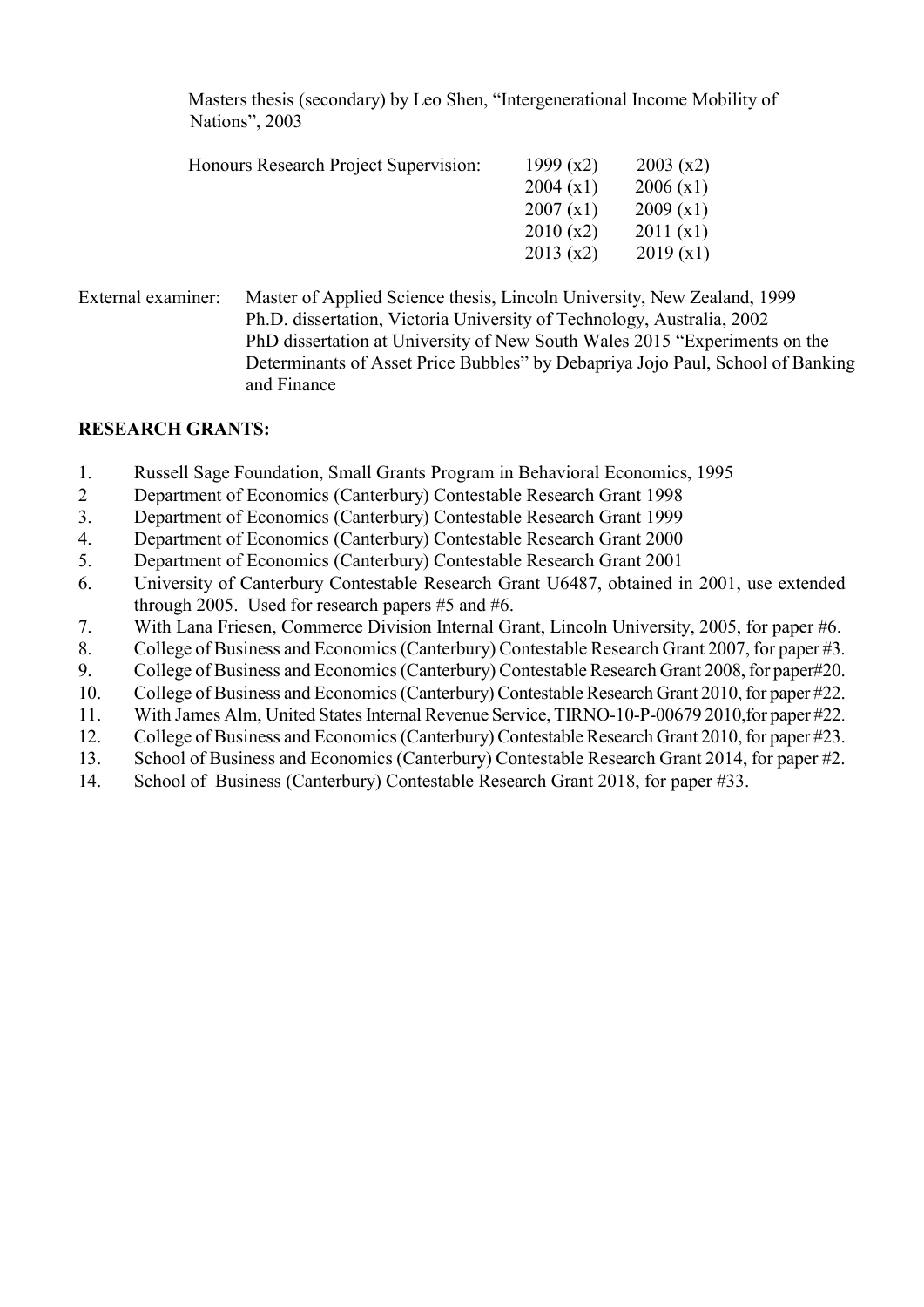Masters thesis (secondary) by Leo Shen, "Intergenerational Income Mobility of Nations", 2003

| Honours Research Project Supervision: | | |
|---|---|---|
| | 1999 (x2) | 2003 (x2) |
| | 2004 (x1) | 2006 (x1) |
| | 2007 (x1) | 2009 (x1) |
| | 2010 (x2) | 2011 (x1) |
| | 2013 (x2) | 2019 (x1) |

External examiner: Master of Applied Science thesis, Lincoln University, New Zealand, 1999
Ph.D. dissertation, Victoria University of Technology, Australia, 2002
PhD dissertation at University of New South Wales 2015 "Experiments on the Determinants of Asset Price Bubbles" by Debapriya Jojo Paul, School of Banking and Finance

**RESEARCH GRANTS:**

1. Russell Sage Foundation, Small Grants Program in Behavioral Economics, 1995
2. Department of Economics (Canterbury) Contestable Research Grant 1998
3. Department of Economics (Canterbury) Contestable Research Grant 1999
4. Department of Economics (Canterbury) Contestable Research Grant 2000
5. Department of Economics (Canterbury) Contestable Research Grant 2001
6. University of Canterbury Contestable Research Grant U6487, obtained in 2001, use extended through 2005. Used for research papers #5 and #6.
7. With Lana Friesen, Commerce Division Internal Grant, Lincoln University, 2005, for paper #6.
8. College of Business and Economics (Canterbury) Contestable Research Grant 2007, for paper #3.
9. College of Business and Economics (Canterbury) Contestable Research Grant 2008, for paper#20.
10. College of Business and Economics (Canterbury) Contestable Research Grant 2010, for paper #22.
11. With James Alm, United States Internal Revenue Service, TIRNO-10-P-00679 2010,for paper #22.
12. College of Business and Economics (Canterbury) Contestable Research Grant 2010, for paper #23.
13. School of Business and Economics (Canterbury) Contestable Research Grant 2014, for paper #2.
14. School of Business (Canterbury) Contestable Research Grant 2018, for paper #33.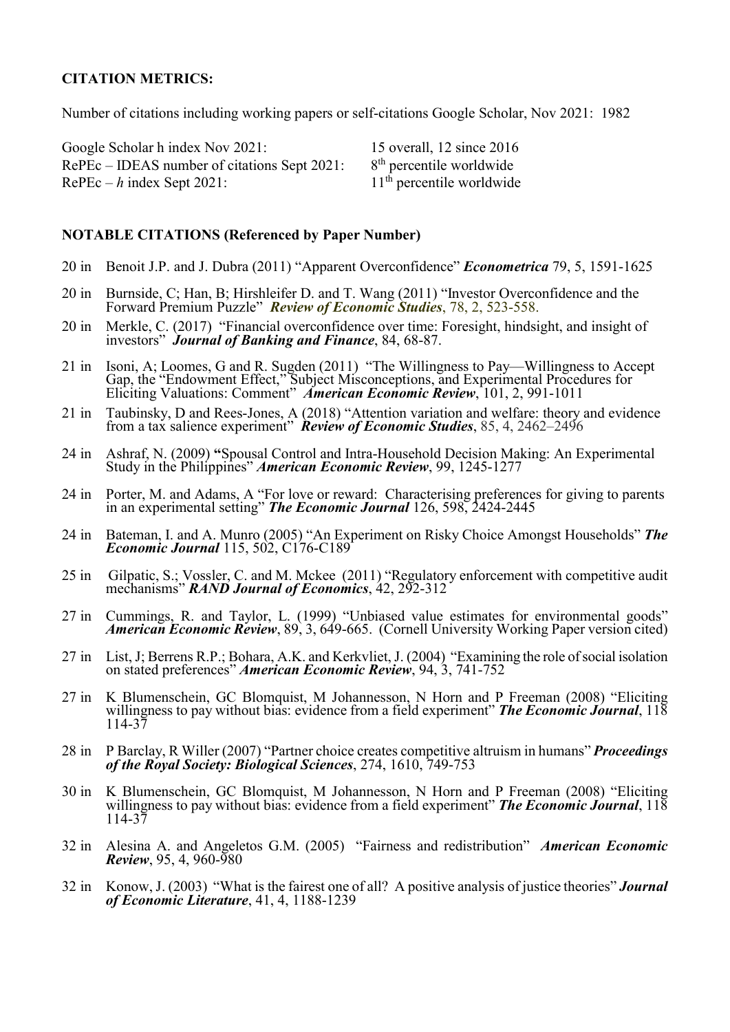**CITATION METRICS:**

Number of citations including working papers or self-citations Google Scholar, Nov 2021: 1982

| | |
|---|---|
| Google Scholar h index Nov 2021: | 15 overall, 12 since 2016 |
| RePEc – IDEAS number of citations Sept 2021: | 8th percentile worldwide |
| RePEc – *h* index Sept 2021: | 11th percentile worldwide |

**NOTABLE CITATIONS (Referenced by Paper Number)**

20 in Benoit J.P. and J. Dubra (2011) "Apparent Overconfidence" ***Econometrica*** 79, 5, 1591-1625

20 in Burnside, C; Han, B; Hirshleifer D. and T. Wang (2011) "Investor Overconfidence and the Forward Premium Puzzle" ***Review of Economic Studies***, 78, 2, 523-558.

20 in Merkle, C. (2017) "Financial overconfidence over time: Foresight, hindsight, and insight of investors" ***Journal of Banking and Finance***, 84, 68-87.

21 in Isoni, A; Loomes, G and R. Sugden (2011) "The Willingness to Pay—Willingness to Accept Gap, the "Endowment Effect," Subject Misconceptions, and Experimental Procedures for Eliciting Valuations: Comment" ***American Economic Review***, 101, 2, 991-1011

21 in Taubinsky, D and Rees-Jones, A (2018) "Attention variation and welfare: theory and evidence from a tax salience experiment" ***Review of Economic Studies***, 85, 4, 2462–2496

24 in Ashraf, N. (2009) **"**Spousal Control and Intra-Household Decision Making: An Experimental Study in the Philippines" ***American Economic Review***, 99, 1245-1277

24 in Porter, M. and Adams, A "For love or reward: Characterising preferences for giving to parents in an experimental setting" ***The Economic Journal*** 126, 598, 2424-2445

24 in Bateman, I. and A. Munro (2005) "An Experiment on Risky Choice Amongst Households" ***The Economic Journal*** 115, 502, C176-C189

25 in Gilpatic, S.; Vossler, C. and M. Mckee (2011) "Regulatory enforcement with competitive audit mechanisms" ***RAND Journal of Economics***, 42, 292-312

27 in Cummings, R. and Taylor, L. (1999) "Unbiased value estimates for environmental goods" ***American Economic Review***, 89, 3, 649-665. (Cornell University Working Paper version cited)

27 in List, J; Berrens R.P.; Bohara, A.K. and Kerkvliet, J. (2004) "Examining the role of social isolation on stated preferences" ***American Economic Review***, 94, 3, 741-752

27 in K Blumenschein, GC Blomquist, M Johannesson, N Horn and P Freeman (2008) "Eliciting willingness to pay without bias: evidence from a field experiment" ***The Economic Journal***, 118 114-37

28 in P Barclay, R Willer (2007) "Partner choice creates competitive altruism in humans" ***Proceedings of the Royal Society: Biological Sciences***, 274, 1610, 749-753

30 in K Blumenschein, GC Blomquist, M Johannesson, N Horn and P Freeman (2008) "Eliciting willingness to pay without bias: evidence from a field experiment" ***The Economic Journal***, 118 114-37

32 in Alesina A. and Angeletos G.M. (2005) "Fairness and redistribution" ***American Economic Review***, 95, 4, 960-980

32 in Konow, J. (2003) "What is the fairest one of all? A positive analysis of justice theories" ***Journal of Economic Literature***, 41, 4, 1188-1239